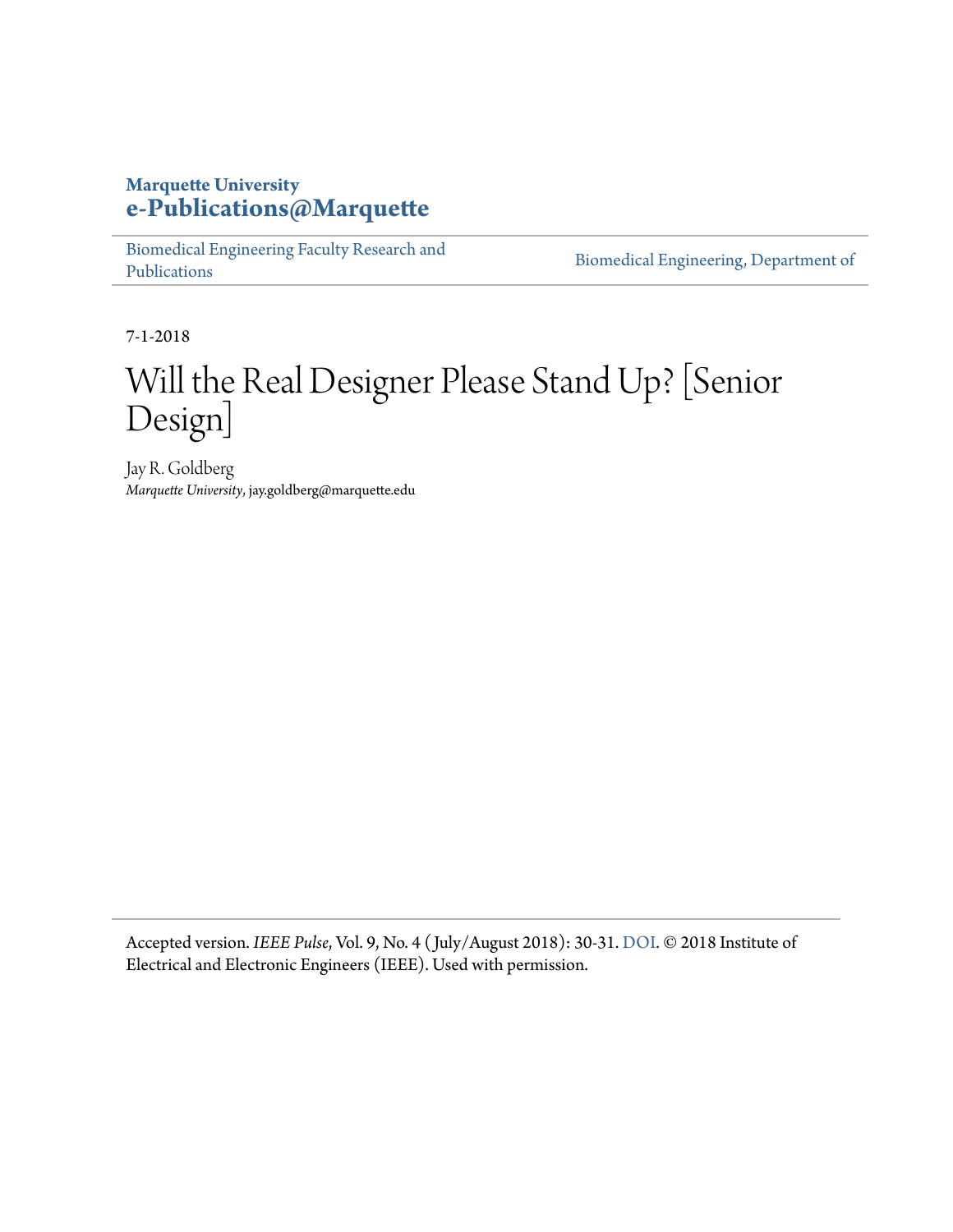**Marquette University**
**e-Publications@Marquette**

Biomedical Engineering Faculty Research and Publications | Biomedical Engineering, Department of

7-1-2018

# Will the Real Designer Please Stand Up? [Senior Design]

Jay R. Goldberg
*Marquette University*, jay.goldberg@marquette.edu

Accepted version. *IEEE Pulse*, Vol. 9, No. 4 (July/August 2018): 30-31. DOI. © 2018 Institute of Electrical and Electronic Engineers (IEEE). Used with permission.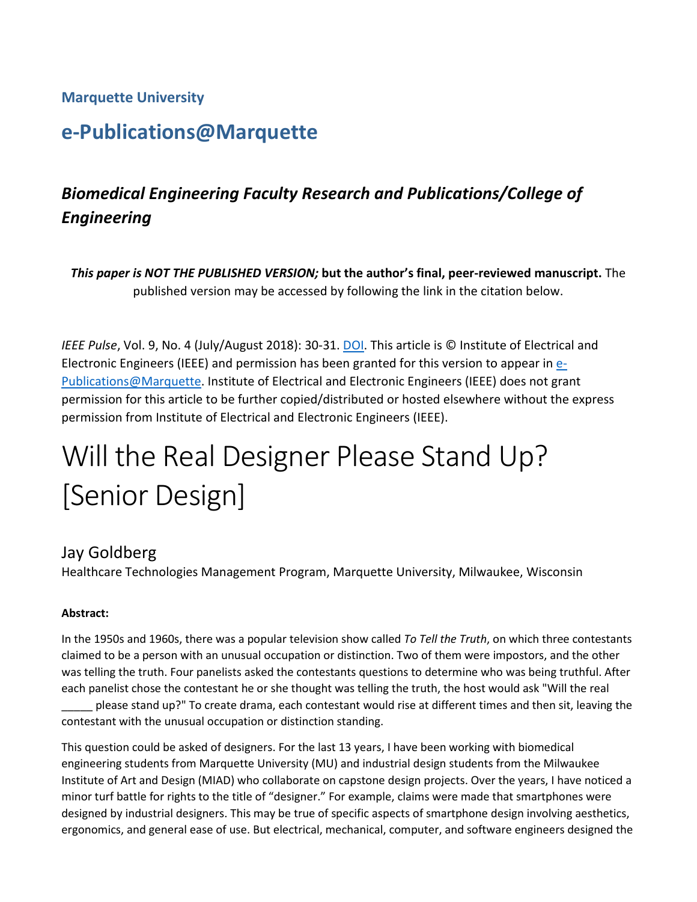**Marquette University**

## e-Publications@Marquette

### *Biomedical Engineering Faculty Research and Publications/College of Engineering*

***This paper is NOT THE PUBLISHED VERSION;*** **but the author's final, peer-reviewed manuscript.** The published version may be accessed by following the link in the citation below.

*IEEE Pulse*, Vol. 9, No. 4 (July/August 2018): 30-31. DOI. This article is © Institute of Electrical and Electronic Engineers (IEEE) and permission has been granted for this version to appear in e-Publications@Marquette. Institute of Electrical and Electronic Engineers (IEEE) does not grant permission for this article to be further copied/distributed or hosted elsewhere without the express permission from Institute of Electrical and Electronic Engineers (IEEE).

# Will the Real Designer Please Stand Up? [Senior Design]

## Jay Goldberg

Healthcare Technologies Management Program, Marquette University, Milwaukee, Wisconsin

**Abstract:**

In the 1950s and 1960s, there was a popular television show called *To Tell the Truth*, on which three contestants claimed to be a person with an unusual occupation or distinction. Two of them were impostors, and the other was telling the truth. Four panelists asked the contestants questions to determine who was being truthful. After each panelist chose the contestant he or she thought was telling the truth, the host would ask "Will the real _____ please stand up?" To create drama, each contestant would rise at different times and then sit, leaving the contestant with the unusual occupation or distinction standing.

This question could be asked of designers. For the last 13 years, I have been working with biomedical engineering students from Marquette University (MU) and industrial design students from the Milwaukee Institute of Art and Design (MIAD) who collaborate on capstone design projects. Over the years, I have noticed a minor turf battle for rights to the title of "designer." For example, claims were made that smartphones were designed by industrial designers. This may be true of specific aspects of smartphone design involving aesthetics, ergonomics, and general ease of use. But electrical, mechanical, computer, and software engineers designed the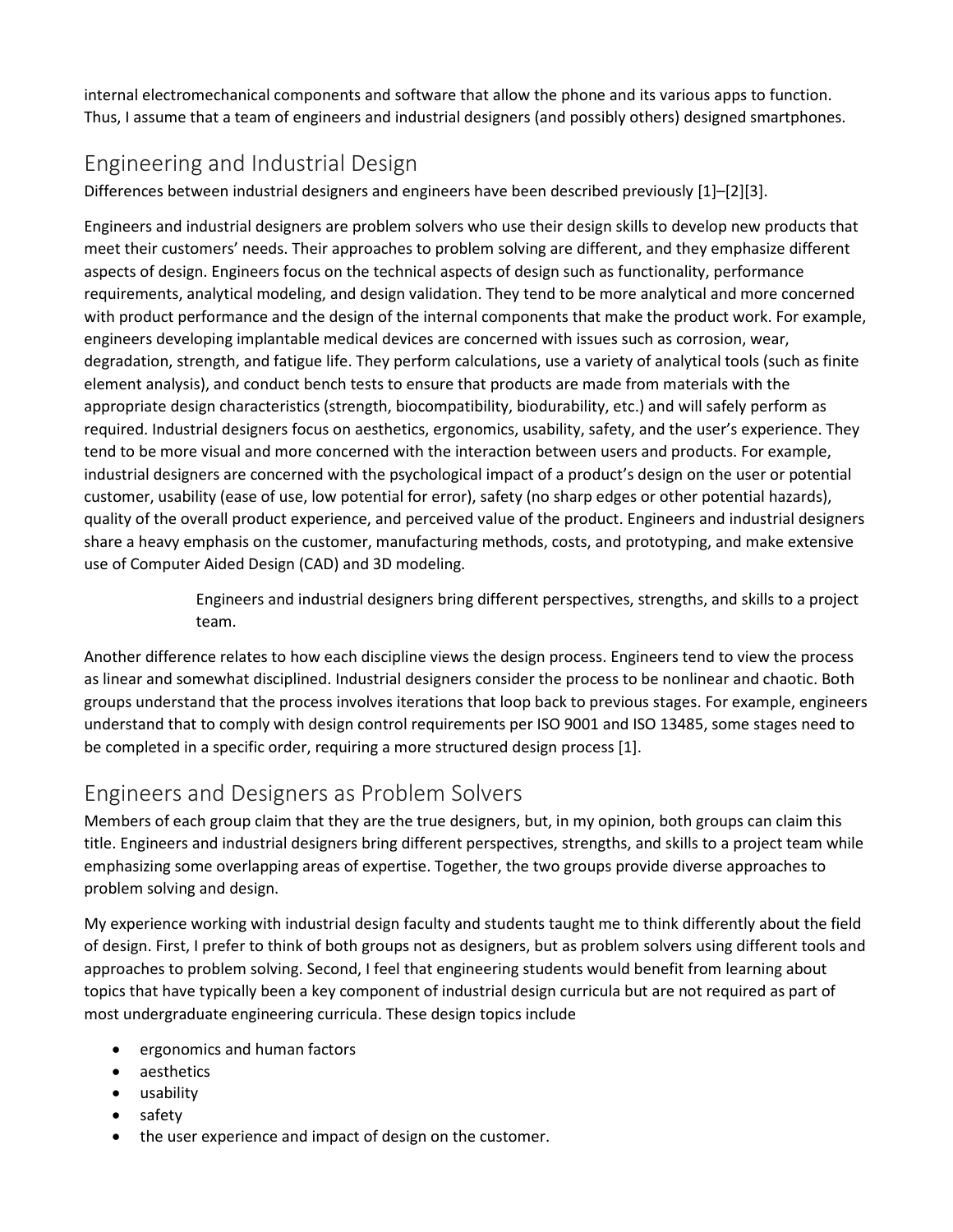internal electromechanical components and software that allow the phone and its various apps to function. Thus, I assume that a team of engineers and industrial designers (and possibly others) designed smartphones.

## Engineering and Industrial Design

Differences between industrial designers and engineers have been described previously [1]–[2][3].

Engineers and industrial designers are problem solvers who use their design skills to develop new products that meet their customers' needs. Their approaches to problem solving are different, and they emphasize different aspects of design. Engineers focus on the technical aspects of design such as functionality, performance requirements, analytical modeling, and design validation. They tend to be more analytical and more concerned with product performance and the design of the internal components that make the product work. For example, engineers developing implantable medical devices are concerned with issues such as corrosion, wear, degradation, strength, and fatigue life. They perform calculations, use a variety of analytical tools (such as finite element analysis), and conduct bench tests to ensure that products are made from materials with the appropriate design characteristics (strength, biocompatibility, biodurability, etc.) and will safely perform as required. Industrial designers focus on aesthetics, ergonomics, usability, safety, and the user's experience. They tend to be more visual and more concerned with the interaction between users and products. For example, industrial designers are concerned with the psychological impact of a product's design on the user or potential customer, usability (ease of use, low potential for error), safety (no sharp edges or other potential hazards), quality of the overall product experience, and perceived value of the product. Engineers and industrial designers share a heavy emphasis on the customer, manufacturing methods, costs, and prototyping, and make extensive use of Computer Aided Design (CAD) and 3D modeling.

> Engineers and industrial designers bring different perspectives, strengths, and skills to a project team.

Another difference relates to how each discipline views the design process. Engineers tend to view the process as linear and somewhat disciplined. Industrial designers consider the process to be nonlinear and chaotic. Both groups understand that the process involves iterations that loop back to previous stages. For example, engineers understand that to comply with design control requirements per ISO 9001 and ISO 13485, some stages need to be completed in a specific order, requiring a more structured design process [1].

## Engineers and Designers as Problem Solvers

Members of each group claim that they are the true designers, but, in my opinion, both groups can claim this title. Engineers and industrial designers bring different perspectives, strengths, and skills to a project team while emphasizing some overlapping areas of expertise. Together, the two groups provide diverse approaches to problem solving and design.

My experience working with industrial design faculty and students taught me to think differently about the field of design. First, I prefer to think of both groups not as designers, but as problem solvers using different tools and approaches to problem solving. Second, I feel that engineering students would benefit from learning about topics that have typically been a key component of industrial design curricula but are not required as part of most undergraduate engineering curricula. These design topics include

- ergonomics and human factors
- aesthetics
- usability
- safety
- the user experience and impact of design on the customer.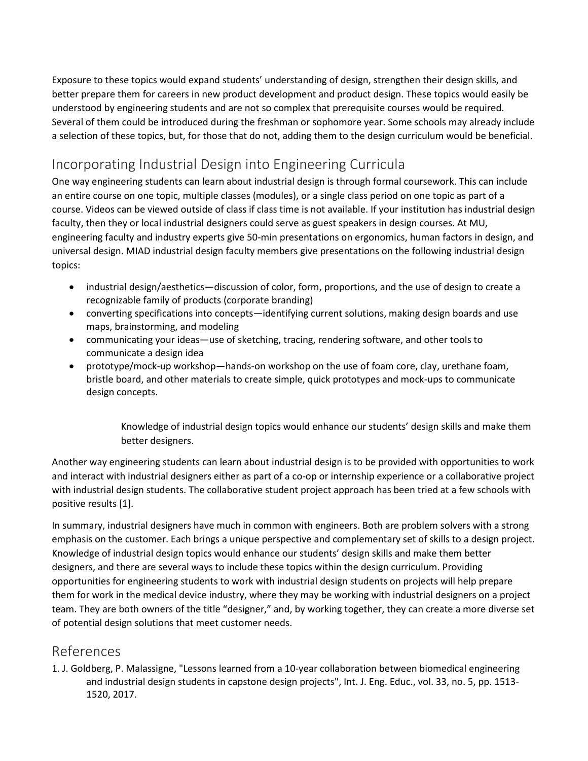Exposure to these topics would expand students' understanding of design, strengthen their design skills, and better prepare them for careers in new product development and product design. These topics would easily be understood by engineering students and are not so complex that prerequisite courses would be required. Several of them could be introduced during the freshman or sophomore year. Some schools may already include a selection of these topics, but, for those that do not, adding them to the design curriculum would be beneficial.

## Incorporating Industrial Design into Engineering Curricula

One way engineering students can learn about industrial design is through formal coursework. This can include an entire course on one topic, multiple classes (modules), or a single class period on one topic as part of a course. Videos can be viewed outside of class if class time is not available. If your institution has industrial design faculty, then they or local industrial designers could serve as guest speakers in design courses. At MU, engineering faculty and industry experts give 50-min presentations on ergonomics, human factors in design, and universal design. MIAD industrial design faculty members give presentations on the following industrial design topics:

- industrial design/aesthetics—discussion of color, form, proportions, and the use of design to create a recognizable family of products (corporate branding)
- converting specifications into concepts—identifying current solutions, making design boards and use maps, brainstorming, and modeling
- communicating your ideas—use of sketching, tracing, rendering software, and other tools to communicate a design idea
- prototype/mock-up workshop—hands-on workshop on the use of foam core, clay, urethane foam, bristle board, and other materials to create simple, quick prototypes and mock-ups to communicate design concepts.

> Knowledge of industrial design topics would enhance our students' design skills and make them better designers.

Another way engineering students can learn about industrial design is to be provided with opportunities to work and interact with industrial designers either as part of a co-op or internship experience or a collaborative project with industrial design students. The collaborative student project approach has been tried at a few schools with positive results [1].

In summary, industrial designers have much in common with engineers. Both are problem solvers with a strong emphasis on the customer. Each brings a unique perspective and complementary set of skills to a design project. Knowledge of industrial design topics would enhance our students' design skills and make them better designers, and there are several ways to include these topics within the design curriculum. Providing opportunities for engineering students to work with industrial design students on projects will help prepare them for work in the medical device industry, where they may be working with industrial designers on a project team. They are both owners of the title "designer," and, by working together, they can create a more diverse set of potential design solutions that meet customer needs.

## References

1. J. Goldberg, P. Malassigne, "Lessons learned from a 10-year collaboration between biomedical engineering and industrial design students in capstone design projects", Int. J. Eng. Educ., vol. 33, no. 5, pp. 1513-1520, 2017.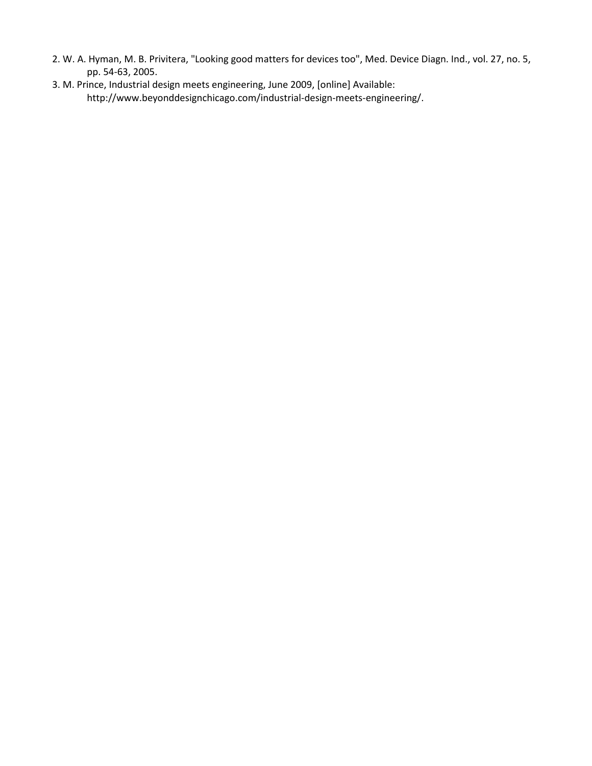2. W. A. Hyman, M. B. Privitera, "Looking good matters for devices too", Med. Device Diagn. Ind., vol. 27, no. 5, pp. 54-63, 2005.
3. M. Prince, Industrial design meets engineering, June 2009, [online] Available: http://www.beyonddesignchicago.com/industrial-design-meets-engineering/.